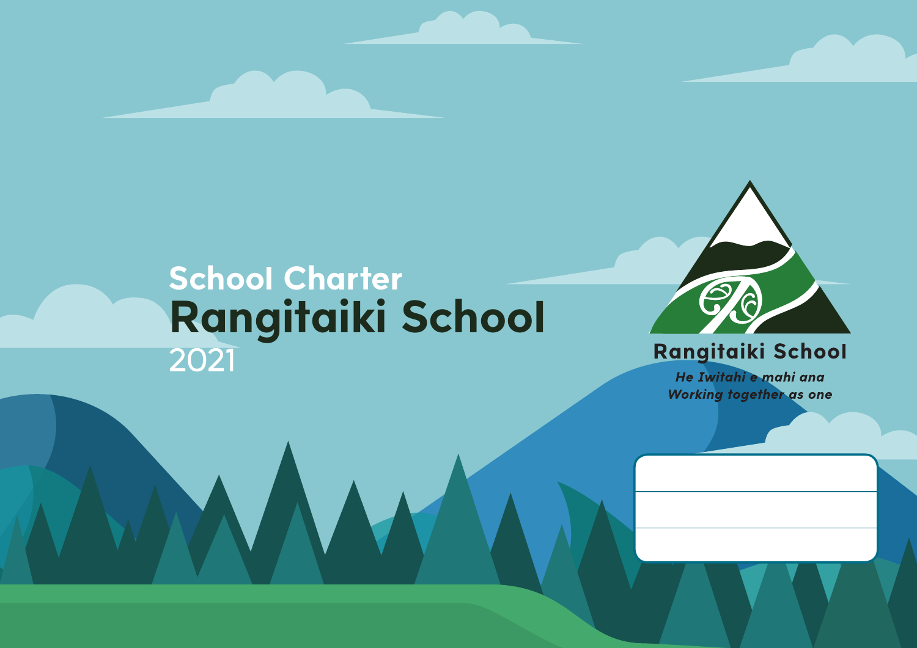School Charter

# Rangitaiki School

2021

**Rangitaiki School**

***He Iwitahi e mahi ana***

***Working together as one***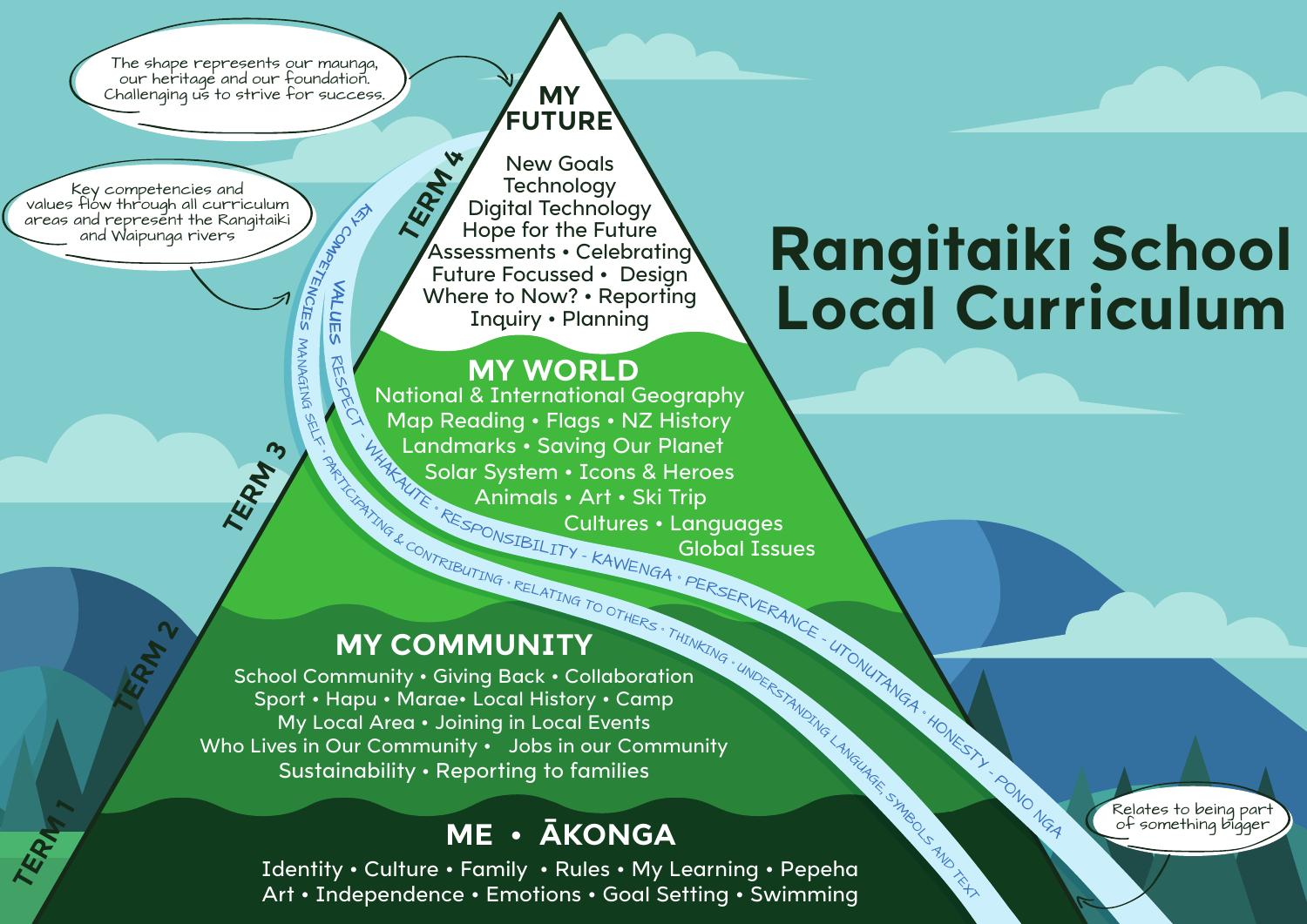# Rangitaiki School Local Curriculum

The shape represents our maunga, our heritage and our foundation. Challenging us to strive for success.

Key competencies and values flow through all curriculum areas and represent the Rangitaiki and Waipunga rivers

Relates to being part of something bigger

## MY FUTURE

**TERM 4**

New Goals • Technology • Digital Technology • Hope for the Future • Assessments • Celebrating • Future Focussed • Design • Where to Now? • Reporting • Inquiry • Planning

## MY WORLD

**TERM 3**

National & International Geography • Map Reading • Flags • NZ History • Landmarks • Saving Our Planet • Solar System • Icons & Heroes • Animals • Art • Ski Trip • Cultures • Languages • Global Issues

## MY COMMUNITY

**TERM 2**

School Community • Giving Back • Collaboration • Sport • Hapu • Marae • Local History • Camp • My Local Area • Joining in Local Events • Who Lives in Our Community • Jobs in our Community • Sustainability • Reporting to families

## ME • ĀKONGA

**TERM 1**

Identity • Culture • Family • Rules • My Learning • Pepeha • Art • Independence • Emotions • Goal Setting • Swimming

**VALUES:** RESPECT - WHAKAUTE • RESPONSIBILITY - KAWENGA • PERSERVERANCE - UTONUTANGA • HONESTY - PONO NGA

**KEY COMPETENCIES:** MANAGING SELF • PARTICIPATING & CONTRIBUTING • RELATING TO OTHERS • THINKING • UNDERSTANDING LANGUAGE, SYMBOLS AND TEXT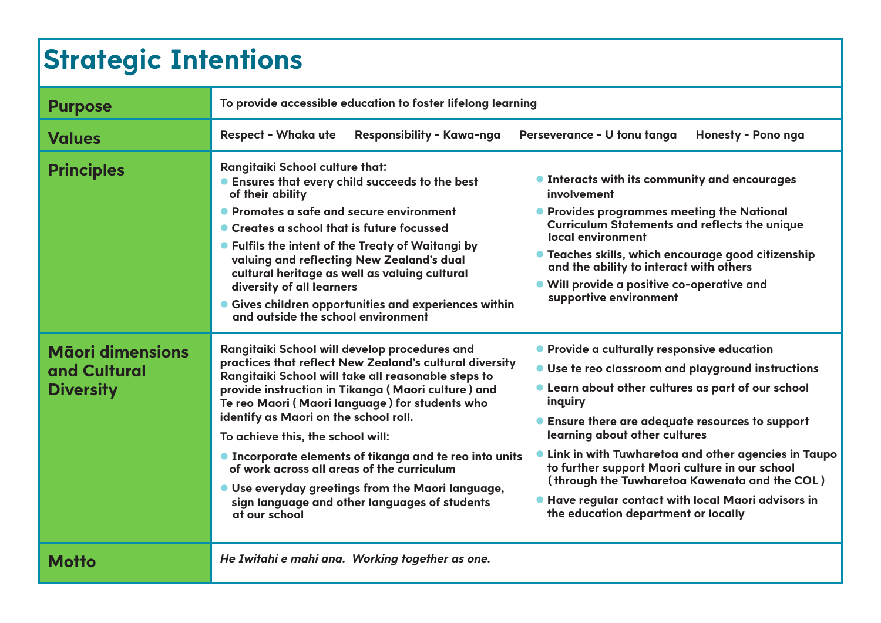# Strategic Intentions

## Purpose

To provide accessible education to foster lifelong learning

## Values

Respect - Whaka ute    Responsibility - Kawa-nga    Perseverance - U tonu tanga    Honesty - Pono nga

## Principles

Rangitaiki School culture that:

- Ensures that every child succeeds to the best of their ability
- Promotes a safe and secure environment
- Creates a school that is future focussed
- Fulfils the intent of the Treaty of Waitangi by valuing and reflecting New Zealand's dual cultural heritage as well as valuing cultural diversity of all learners
- Gives children opportunities and experiences within and outside the school environment
- Interacts with its community and encourages involvement
- Provides programmes meeting the National Curriculum Statements and reflects the unique local environment
- Teaches skills, which encourage good citizenship and the ability to interact with others
- Will provide a positive co-operative and supportive environment

## Māori dimensions and Cultural Diversity

Rangitaiki School will develop procedures and practices that reflect New Zealand's cultural diversity Rangitaiki School will take all reasonable steps to provide instruction in Tikanga ( Maori culture ) and Te reo Maori ( Maori language ) for students who identify as Maori on the school roll.

To achieve this, the school will:

- Incorporate elements of tikanga and te reo into units of work across all areas of the curriculum
- Use everyday greetings from the Maori language, sign language and other languages of students at our school
- Provide a culturally responsive education
- Use te reo classroom and playground instructions
- Learn about other cultures as part of our school inquiry
- Ensure there are adequate resources to support learning about other cultures
- Link in with Tuwharetoa and other agencies in Taupo to further support Maori culture in our school ( through the Tuwharetoa Kawenata and the COL )
- Have regular contact with local Maori advisors in the education department or locally

## Motto

*He Iwitahi e mahi ana. Working together as one.*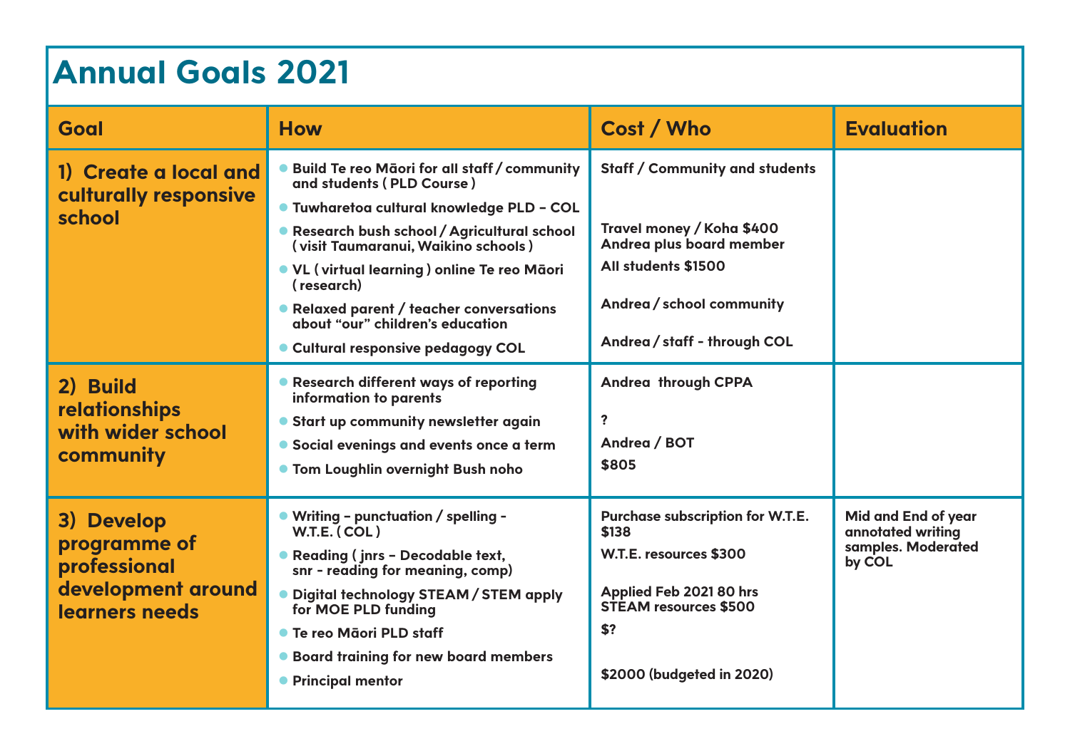# Annual Goals 2021

| Goal | How | Cost / Who | Evaluation |
|---|---|---|---|
| 1) Create a local and culturally responsive school | • Build Te reo Māori for all staff / community and students ( PLD Course )<br>• Tuwharetoa cultural knowledge PLD – COL<br>• Research bush school / Agricultural school ( visit Taumaranui, Waikino schools )<br>• VL ( virtual learning ) online Te reo Māori ( research)<br>• Relaxed parent / teacher conversations about "our" children's education<br>• Cultural responsive pedagogy COL | Staff / Community and students<br><br>Travel money / Koha $400 Andrea plus board member<br>All students $1500<br><br>Andrea / school community<br><br>Andrea / staff - through COL | |
| 2) Build relationships with wider school community | • Research different ways of reporting information to parents<br>• Start up community newsletter again<br>• Social evenings and events once a term<br>• Tom Loughlin overnight Bush noho | Andrea through CPPA<br><br>?<br>Andrea / BOT<br>$805 | |
| 3) Develop programme of professional development around learners needs | • Writing – punctuation / spelling - W.T.E. ( COL )<br>• Reading ( jnrs – Decodable text, snr - reading for meaning, comp)<br>• Digital technology STEAM / STEM apply for MOE PLD funding<br>• Te reo Māori PLD staff<br>• Board training for new board members<br>• Principal mentor | Purchase subscription for W.T.E. $138<br>W.T.E. resources $300<br><br>Applied Feb 2021 80 hrs STEAM resources $500<br>$?<br><br>$2000 (budgeted in 2020) | Mid and End of year annotated writing samples. Moderated by COL |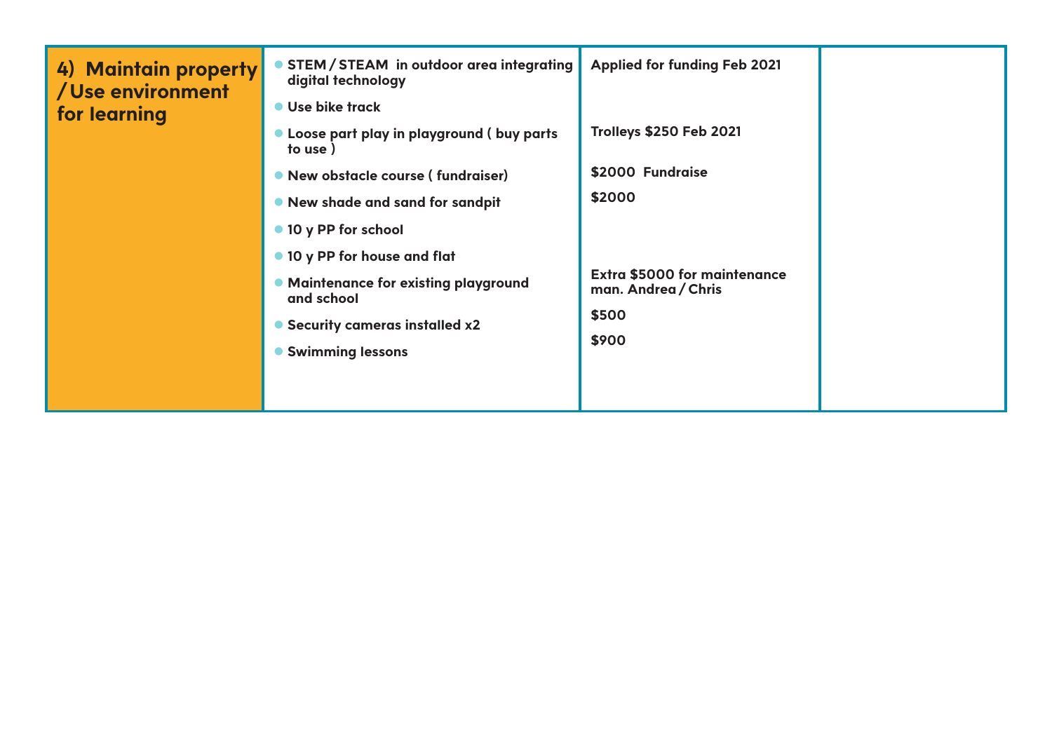| 4) Maintain property / Use environment for learning | Actions | Resourcing | |
|---|---|---|---|
| | • STEM / STEAM in outdoor area integrating digital technology | Applied for funding Feb 2021 | |
| | • Use bike track | | |
| | • Loose part play in playground ( buy parts to use ) | Trolleys $250 Feb 2021 | |
| | • New obstacle course ( fundraiser) | $2000 Fundraise | |
| | • New shade and sand for sandpit | $2000 | |
| | • 10 y PP for school | | |
| | • 10 y PP for house and flat | | |
| | • Maintenance for existing playground and school | Extra $5000 for maintenance man. Andrea / Chris | |
| | • Security cameras installed x2 | $500 | |
| | • Swimming lessons | $900 | |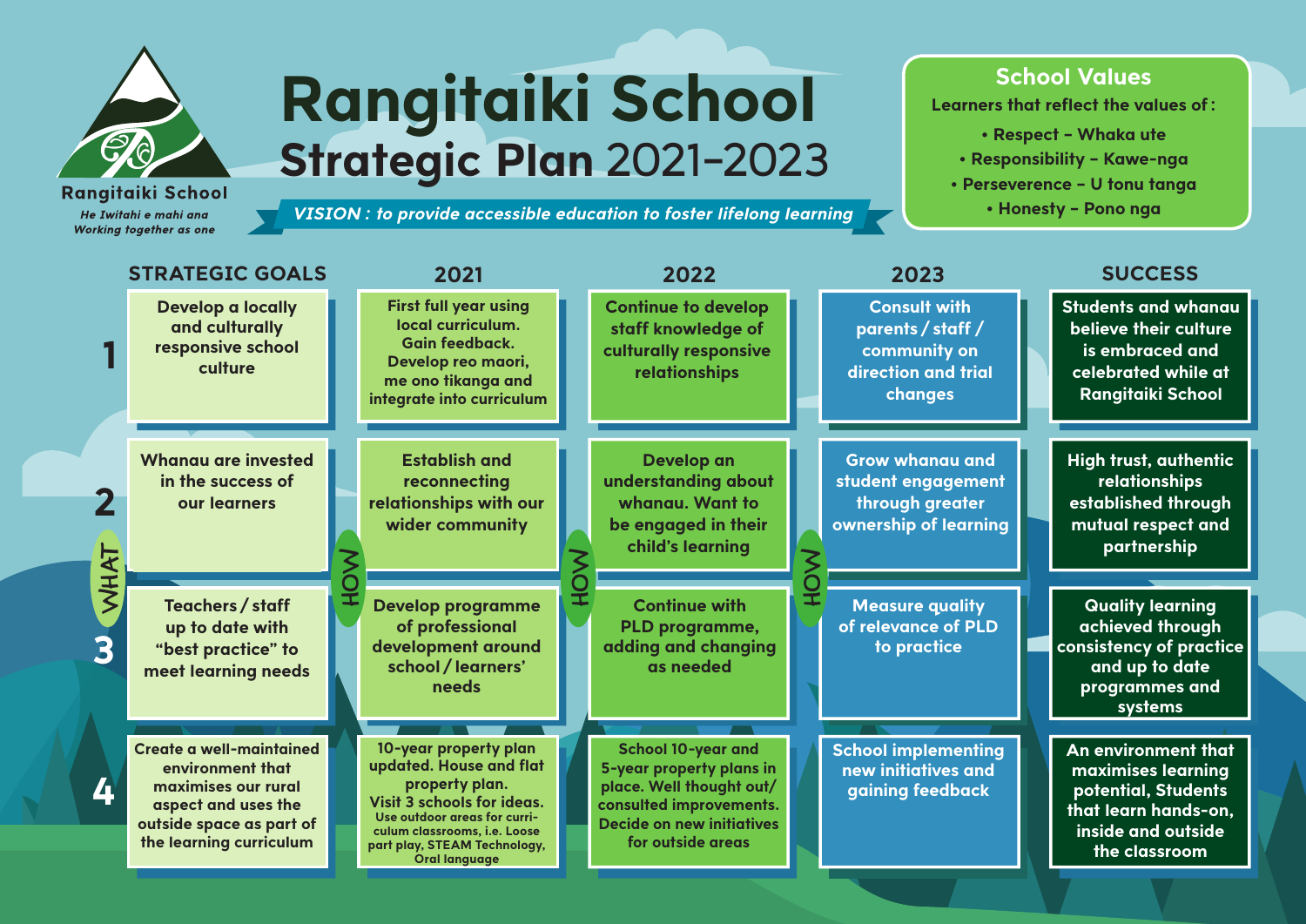# Rangitaiki School
## Strategic Plan 2021-2023

Rangitaiki School

*He Iwitahi e mahi ana*
*Working together as one*

**VISION : to provide accessible education to foster lifelong learning**

### School Values

Learners that reflect the values of :

- Respect – Whaka ute
- Responsibility – Kawe-nga
- Perseverence – U tonu tanga
- Honesty – Pono nga

| | STRATEGIC GOALS (WHAT) | 2021 (HOW) | 2022 (HOW) | 2023 (HOW) | SUCCESS |
|---|---|---|---|---|---|
| 1 | Develop a locally and culturally responsive school culture | First full year using local curriculum. Gain feedback. Develop reo maori, me ono tikanga and integrate into curriculum | Continue to develop staff knowledge of culturally responsive relationships | Consult with parents / staff / community on direction and trial changes | Students and whanau believe their culture is embraced and celebrated while at Rangitaiki School |
| 2 | Whanau are invested in the success of our learners | Establish and reconnecting relationships with our wider community | Develop an understanding about whanau. Want to be engaged in their child's learning | Grow whanau and student engagement through greater ownership of learning | High trust, authentic relationships established through mutual respect and partnership |
| 3 | Teachers / staff up to date with "best practice" to meet learning needs | Develop programme of professional development around school / learners' needs | Continue with PLD programme, adding and changing as needed | Measure quality of relevance of PLD to practice | Quality learning achieved through consistency of practice and up to date programmes and systems |
| 4 | Create a well-maintained environment that maximises our rural aspect and uses the outside space as part of the learning curriculum | 10-year property plan updated. House and flat property plan. Visit 3 schools for ideas. Use outdoor areas for curriculum classrooms, i.e. Loose part play, STEAM Technology, Oral language | School 10-year and 5-year property plans in place. Well thought out/ consulted improvements. Decide on new initiatives for outside areas | School implementing new initiatives and gaining feedback | An environment that maximises learning potential, Students that learn hands-on, inside and outside the classroom |